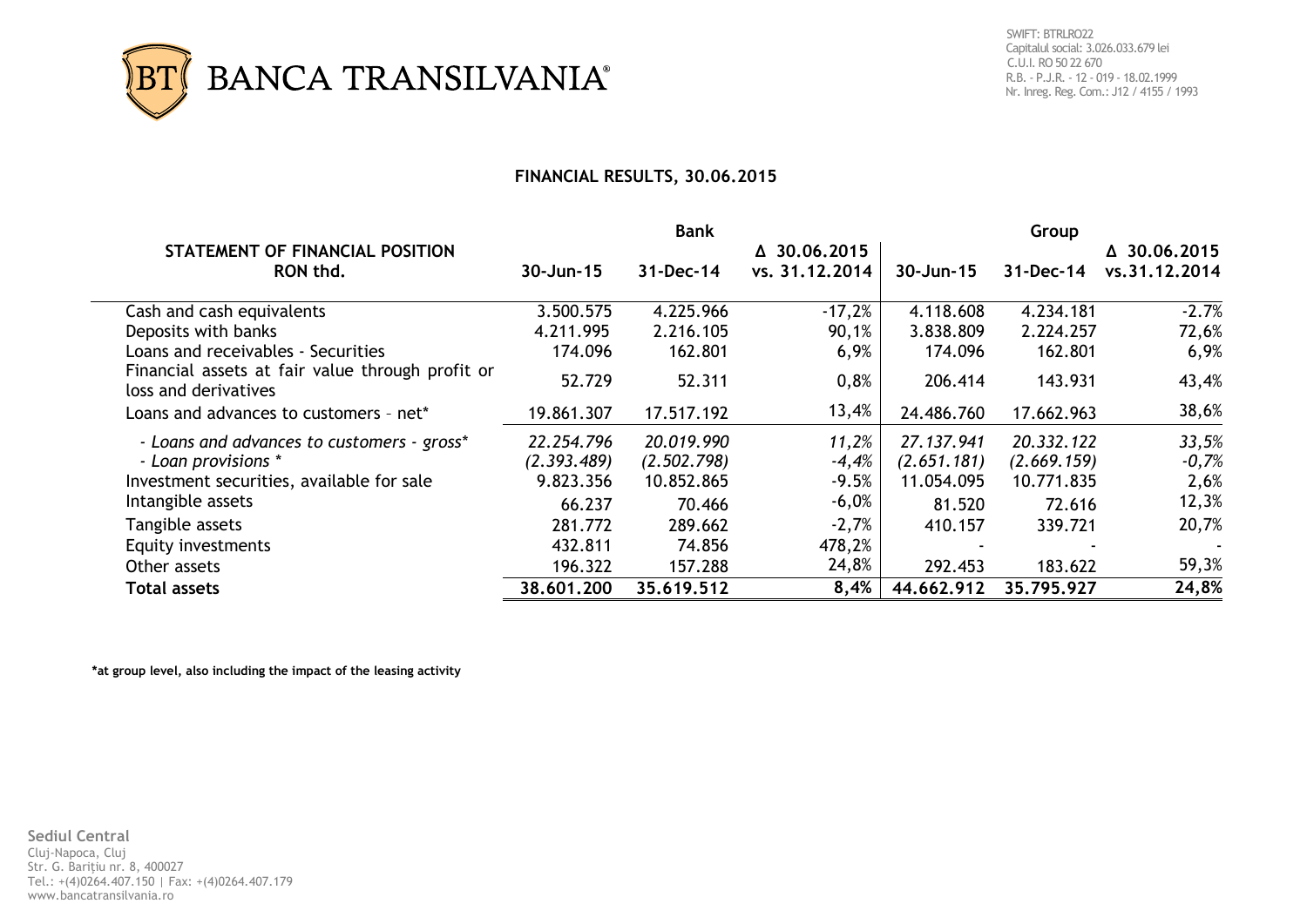BANCA TRANSILVANIA®

SWIFT: BTRLRO22
Capitalul social: 3.026.033.679 lei
C.U.I. RO 50 22 670
R.B. - P.J.R. - 12 - 019 - 18.02.1999
Nr. Inreg. Reg. Com.: J12 / 4155 / 1993

## FINANCIAL RESULTS, 30.06.2015

| STATEMENT OF FINANCIAL POSITION RON thd. | Bank | | | Group | | |
|---|---|---|---|---|---|---|
| | 30-Jun-15 | 31-Dec-14 | Δ 30.06.2015 vs. 31.12.2014 | 30-Jun-15 | 31-Dec-14 | Δ 30.06.2015 vs.31.12.2014 |
| Cash and cash equivalents | 3.500.575 | 4.225.966 | -17,2% | 4.118.608 | 4.234.181 | -2.7% |
| Deposits with banks | 4.211.995 | 2.216.105 | 90,1% | 3.838.809 | 2.224.257 | 72,6% |
| Loans and receivables - Securities | 174.096 | 162.801 | 6,9% | 174.096 | 162.801 | 6,9% |
| Financial assets at fair value through profit or loss and derivatives | 52.729 | 52.311 | 0,8% | 206.414 | 143.931 | 43,4% |
| Loans and advances to customers – net* | 19.861.307 | 17.517.192 | 13,4% | 24.486.760 | 17.662.963 | 38,6% |
| *- Loans and advances to customers - gross** | *22.254.796* | *20.019.990* | *11,2%* | *27.137.941* | *20.332.122* | *33,5%* |
| *- Loan provisions ** | *(2.393.489)* | *(2.502.798)* | *-4,4%* | *(2.651.181)* | *(2.669.159)* | *-0,7%* |
| Investment securities, available for sale | 9.823.356 | 10.852.865 | -9.5% | 11.054.095 | 10.771.835 | 2,6% |
| Intangible assets | 66.237 | 70.466 | -6,0% | 81.520 | 72.616 | 12,3% |
| Tangible assets | 281.772 | 289.662 | -2,7% | 410.157 | 339.721 | 20,7% |
| Equity investments | 432.811 | 74.856 | 478,2% | - | - | - |
| Other assets | 196.322 | 157.288 | 24,8% | 292.453 | 183.622 | 59,3% |
| **Total assets** | **38.601.200** | **35.619.512** | **8,4%** | **44.662.912** | **35.795.927** | **24,8%** |

**\*at group level, also including the impact of the leasing activity**

**Sediul Central**
Cluj-Napoca, Cluj
Str. G. Bariţiu nr. 8, 400027
Tel.: +(4)0264.407.150 | Fax: +(4)0264.407.179
www.bancatransilvania.ro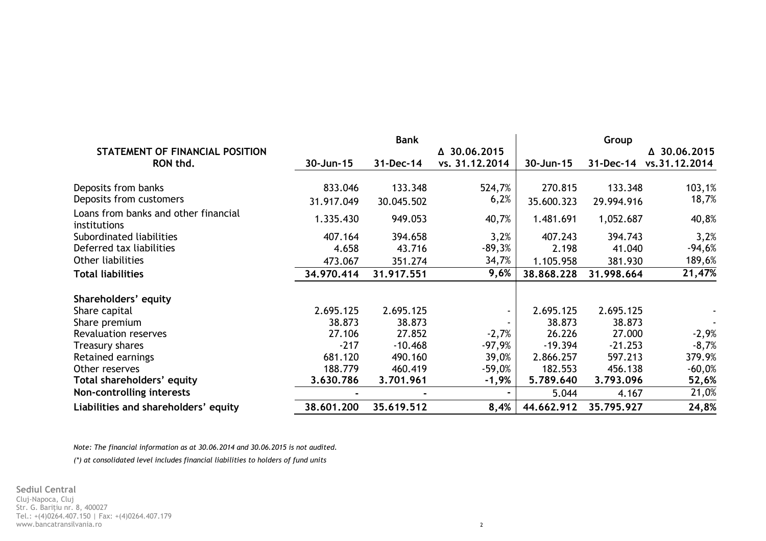| STATEMENT OF FINANCIAL POSITION RON thd. | Bank | | | Group | | |
|---|---|---|---|---|---|---|
| | 30-Jun-15 | 31-Dec-14 | Δ 30.06.2015 vs. 31.12.2014 | 30-Jun-15 | 31-Dec-14 | Δ 30.06.2015 vs.31.12.2014 |
| Deposits from banks | 833.046 | 133.348 | 524,7% | 270.815 | 133.348 | 103,1% |
| Deposits from customers | 31.917.049 | 30.045.502 | 6,2% | 35.600.323 | 29.994.916 | 18,7% |
| Loans from banks and other financial institutions | 1.335.430 | 949.053 | 40,7% | 1.481.691 | 1,052.687 | 40,8% |
| Subordinated liabilities | 407.164 | 394.658 | 3,2% | 407.243 | 394.743 | 3,2% |
| Deferred tax liabilities | 4.658 | 43.716 | -89,3% | 2.198 | 41.040 | -94,6% |
| Other liabilities | 473.067 | 351.274 | 34,7% | 1.105.958 | 381.930 | 189,6% |
| **Total liabilities** | **34.970.414** | **31.917.551** | **9,6%** | **38.868.228** | **31.998.664** | **21,47%** |
| **Shareholders' equity** | | | | | | |
| Share capital | 2.695.125 | 2.695.125 | - | 2.695.125 | 2.695.125 | - |
| Share premium | 38.873 | 38.873 | - | 38.873 | 38.873 | - |
| Revaluation reserves | 27.106 | 27.852 | -2,7% | 26.226 | 27.000 | -2,9% |
| Treasury shares | -217 | -10.468 | -97,9% | -19.394 | -21.253 | -8,7% |
| Retained earnings | 681.120 | 490.160 | 39,0% | 2.866.257 | 597.213 | 379.9% |
| Other reserves | 188.779 | 460.419 | -59,0% | 182.553 | 456.138 | -60,0% |
| **Total shareholders' equity** | **3.630.786** | **3.701.961** | **-1,9%** | **5.789.640** | **3.793.096** | **52,6%** |
| **Non-controlling interests** | - | - | - | 5.044 | 4.167 | 21,0% |
| **Liabilities and shareholders' equity** | **38.601.200** | **35.619.512** | **8,4%** | **44.662.912** | **35.795.927** | **24,8%** |

*Note: The financial information as at 30.06.2014 and 30.06.2015 is not audited.*

*(*) at consolidated level includes financial liabilities to holders of fund units*

**Sediul Central**
Cluj-Napoca, Cluj
Str. G. Bariţiu nr. 8, 400027
Tel.: +(4)0264.407.150 | Fax: +(4)0264.407.179
www.bancatransilvania.ro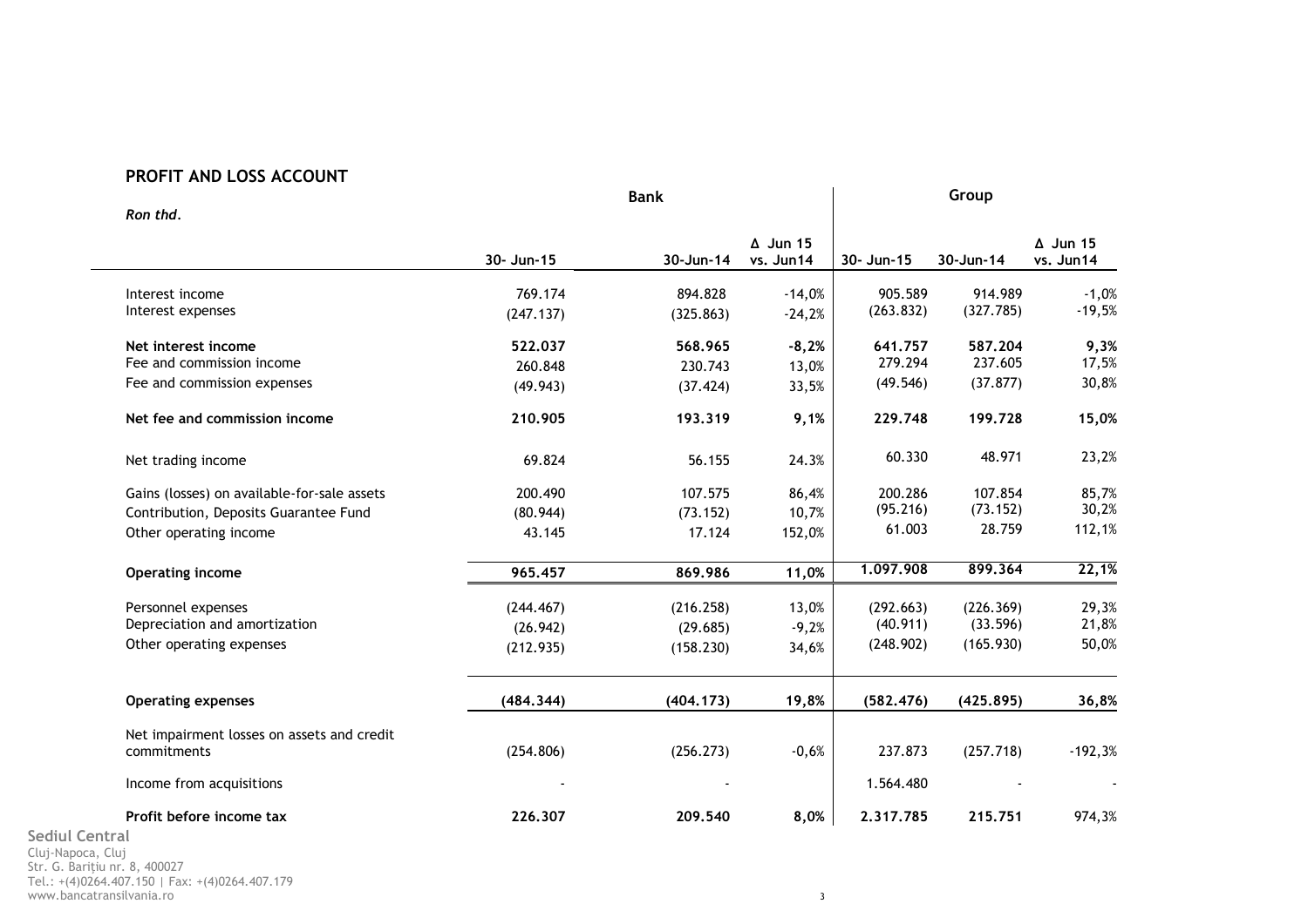## PROFIT AND LOSS ACCOUNT

| *Ron thd.* | Bank | | | Group | | |
|---|---|---|---|---|---|---|
| | 30- Jun-15 | 30-Jun-14 | Δ Jun 15 vs. Jun14 | 30- Jun-15 | 30-Jun-14 | Δ Jun 15 vs. Jun14 |
| Interest income | 769.174 | 894.828 | -14,0% | 905.589 | 914.989 | -1,0% |
| Interest expenses | (247.137) | (325.863) | -24,2% | (263.832) | (327.785) | -19,5% |
| **Net interest income** | **522.037** | **568.965** | **-8,2%** | **641.757** | **587.204** | **9,3%** |
| Fee and commission income | 260.848 | 230.743 | 13,0% | 279.294 | 237.605 | 17,5% |
| Fee and commission expenses | (49.943) | (37.424) | 33,5% | (49.546) | (37.877) | 30,8% |
| **Net fee and commission income** | **210.905** | **193.319** | **9,1%** | **229.748** | **199.728** | **15,0%** |
| Net trading income | 69.824 | 56.155 | 24.3% | 60.330 | 48.971 | 23,2% |
| Gains (losses) on available-for-sale assets | 200.490 | 107.575 | 86,4% | 200.286 | 107.854 | 85,7% |
| Contribution, Deposits Guarantee Fund | (80.944) | (73.152) | 10,7% | (95.216) | (73.152) | 30,2% |
| Other operating income | 43.145 | 17.124 | 152,0% | 61.003 | 28.759 | 112,1% |
| **Operating income** | **965.457** | **869.986** | **11,0%** | **1.097.908** | **899.364** | **22,1%** |
| Personnel expenses | (244.467) | (216.258) | 13,0% | (292.663) | (226.369) | 29,3% |
| Depreciation and amortization | (26.942) | (29.685) | -9,2% | (40.911) | (33.596) | 21,8% |
| Other operating expenses | (212.935) | (158.230) | 34,6% | (248.902) | (165.930) | 50,0% |
| **Operating expenses** | **(484.344)** | **(404.173)** | **19,8%** | **(582.476)** | **(425.895)** | **36,8%** |
| Net impairment losses on assets and credit commitments | (254.806) | (256.273) | -0,6% | 237.873 | (257.718) | -192,3% |
| Income from acquisitions | - | - | | 1.564.480 | - | - |
| **Profit before income tax** | **226.307** | **209.540** | **8,0%** | **2.317.785** | **215.751** | 974,3% |

**Sediul Central**
Cluj-Napoca, Cluj
Str. G. Bariţiu nr. 8, 400027
Tel.: +(4)0264.407.150 | Fax: +(4)0264.407.179
www.bancatransilvania.ro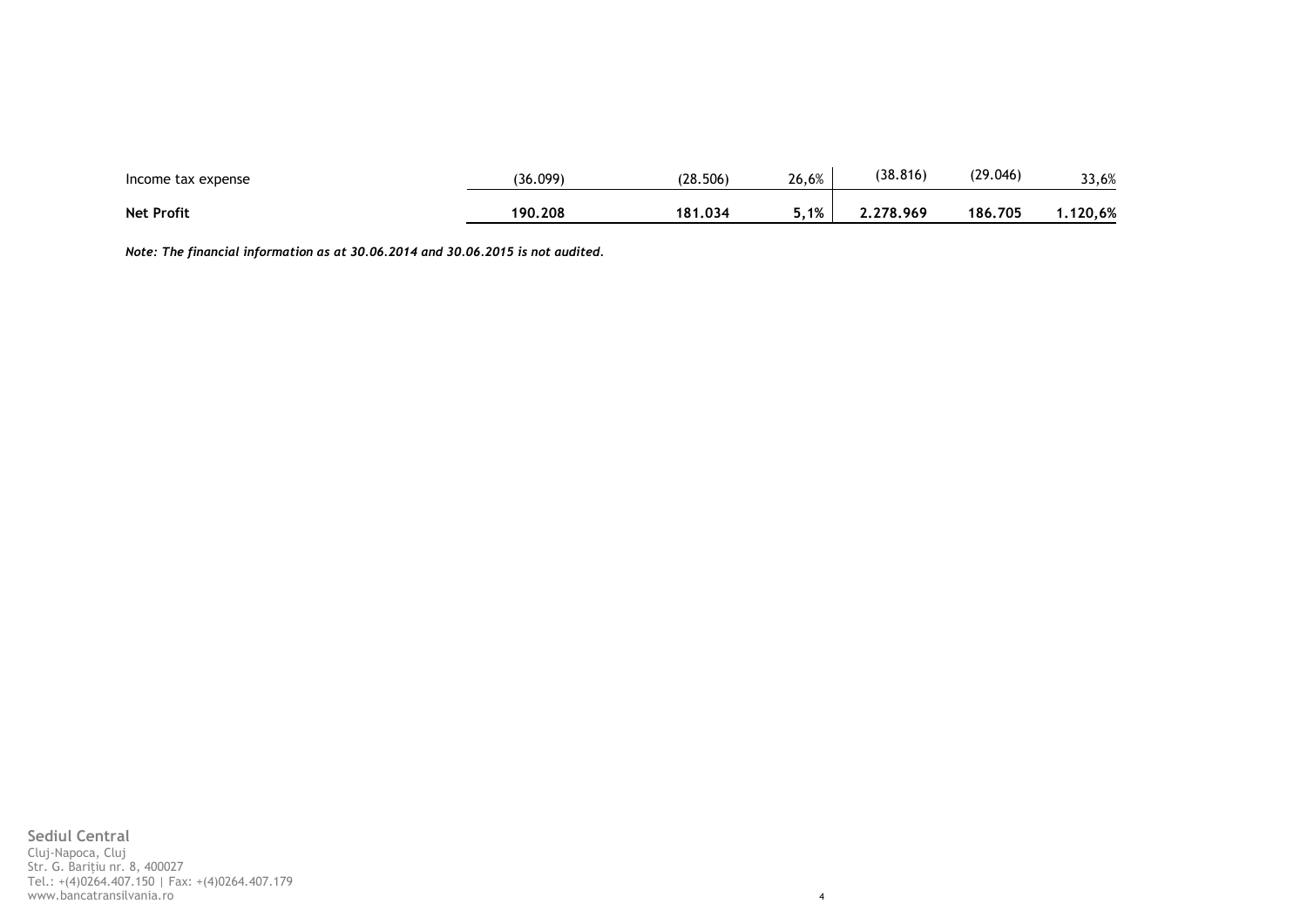| | | | | | | |
|---|---|---|---|---|---|---|
| Income tax expense | (36.099) | (28.506) | 26,6% | (38.816) | (29.046) | 33,6% |
| **Net Profit** | **190.208** | **181.034** | **5,1%** | **2.278.969** | **186.705** | **1.120,6%** |

***Note: The financial information as at 30.06.2014 and 30.06.2015 is not audited.***

**Sediul Central**
Cluj-Napoca, Cluj
Str. G. Barițiu nr. 8, 400027
Tel.: +(4)0264.407.150 | Fax: +(4)0264.407.179
www.bancatransilvania.ro